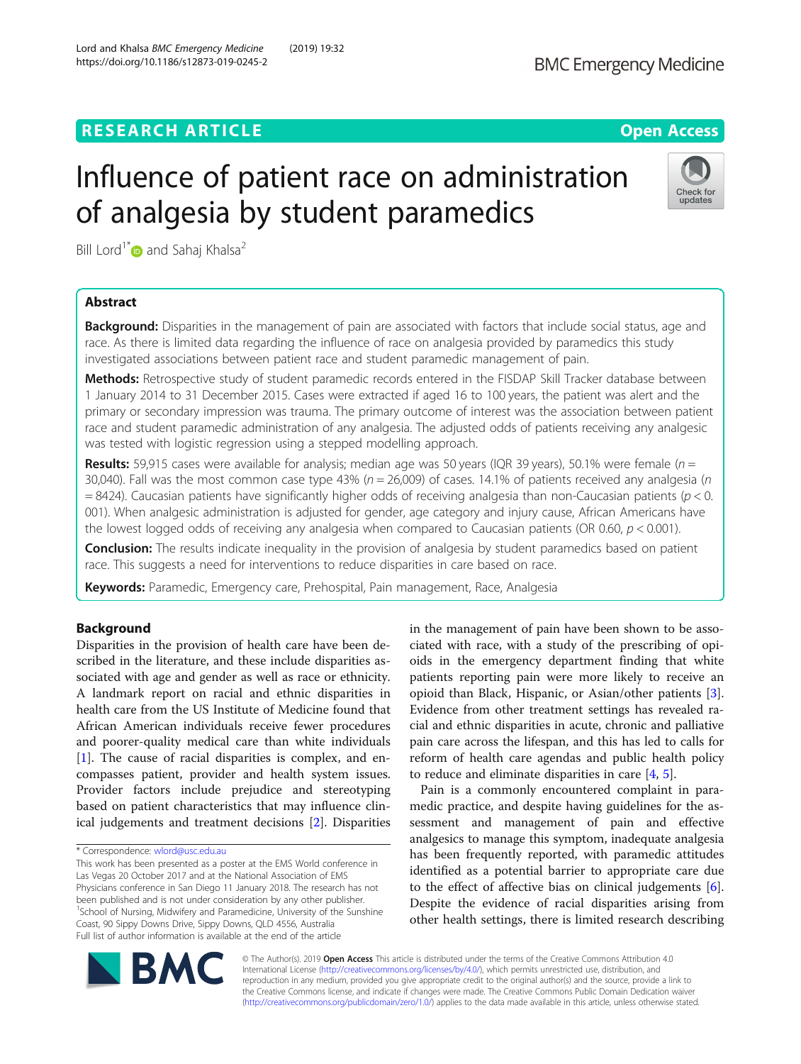RESEARCH ARTICLE

Open Access

# Influence of patient race on administration of analgesia by student paramedics

Bill Lord[1*] and Sahaj Khalsa[2]

## Abstract

**Background:** Disparities in the management of pain are associated with factors that include social status, age and race. As there is limited data regarding the influence of race on analgesia provided by paramedics this study investigated associations between patient race and student paramedic management of pain.

**Methods:** Retrospective study of student paramedic records entered in the FISDAP Skill Tracker database between 1 January 2014 to 31 December 2015. Cases were extracted if aged 16 to 100 years, the patient was alert and the primary or secondary impression was trauma. The primary outcome of interest was the association between patient race and student paramedic administration of any analgesia. The adjusted odds of patients receiving any analgesic was tested with logistic regression using a stepped modelling approach.

**Results:** 59,915 cases were available for analysis; median age was 50 years (IQR 39 years), 50.1% were female ($n$ = 30,040). Fall was the most common case type 43% ($n$ = 26,009) of cases. 14.1% of patients received any analgesia ($n$ = 8424). Caucasian patients have significantly higher odds of receiving analgesia than non-Caucasian patients ($p$ < 0.001). When analgesic administration is adjusted for gender, age category and injury cause, African Americans have the lowest logged odds of receiving any analgesia when compared to Caucasian patients (OR 0.60, $p$ < 0.001).

**Conclusion:** The results indicate inequality in the provision of analgesia by student paramedics based on patient race. This suggests a need for interventions to reduce disparities in care based on race.

**Keywords:** Paramedic, Emergency care, Prehospital, Pain management, Race, Analgesia

## Background

Disparities in the provision of health care have been described in the literature, and these include disparities associated with age and gender as well as race or ethnicity. A landmark report on racial and ethnic disparities in health care from the US Institute of Medicine found that African American individuals receive fewer procedures and poorer-quality medical care than white individuals [1]. The cause of racial disparities is complex, and encompasses patient, provider and health system issues. Provider factors include prejudice and stereotyping based on patient characteristics that may influence clinical judgements and treatment decisions [2]. Disparities in the management of pain have been shown to be associated with race, with a study of the prescribing of opioids in the emergency department finding that white patients reporting pain were more likely to receive an opioid than Black, Hispanic, or Asian/other patients [3]. Evidence from other treatment settings has revealed racial and ethnic disparities in acute, chronic and palliative pain care across the lifespan, and this has led to calls for reform of health care agendas and public health policy to reduce and eliminate disparities in care [4, 5].

Pain is a commonly encountered complaint in paramedic practice, and despite having guidelines for the assessment and management of pain and effective analgesics to manage this symptom, inadequate analgesia has been frequently reported, with paramedic attitudes identified as a potential barrier to appropriate care due to the effect of affective bias on clinical judgements [6]. Despite the evidence of racial disparities arising from other health settings, there is limited research describing

\* Correspondence: wlord@usc.edu.au

This work has been presented as a poster at the EMS World conference in Las Vegas 20 October 2017 and at the National Association of EMS Physicians conference in San Diego 11 January 2018. The research has not been published and is not under consideration by any other publisher.

[1]School of Nursing, Midwifery and Paramedicine, University of the Sunshine Coast, 90 Sippy Downs Drive, Sippy Downs, QLD 4556, Australia

Full list of author information is available at the end of the article

© The Author(s). 2019 **Open Access** This article is distributed under the terms of the Creative Commons Attribution 4.0 International License (http://creativecommons.org/licenses/by/4.0/), which permits unrestricted use, distribution, and reproduction in any medium, provided you give appropriate credit to the original author(s) and the source, provide a link to the Creative Commons license, and indicate if changes were made. The Creative Commons Public Domain Dedication waiver (http://creativecommons.org/publicdomain/zero/1.0/) applies to the data made available in this article, unless otherwise stated.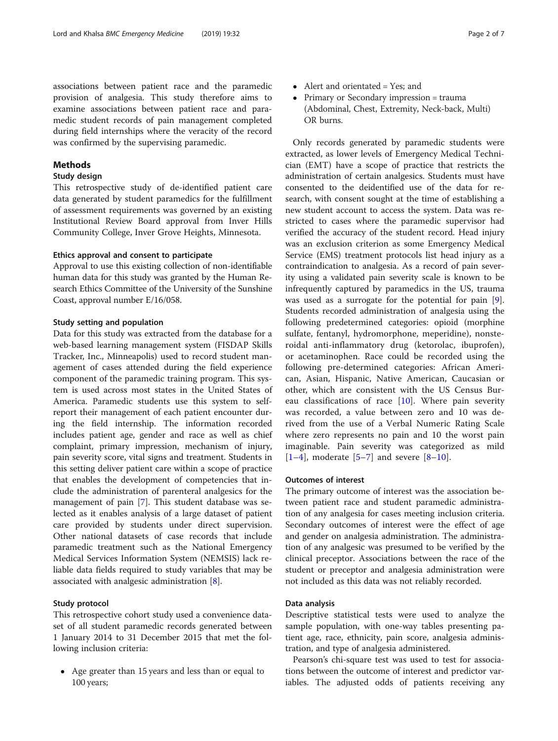associations between patient race and the paramedic provision of analgesia. This study therefore aims to examine associations between patient race and paramedic student records of pain management completed during field internships where the veracity of the record was confirmed by the supervising paramedic.

## Methods

### Study design

This retrospective study of de-identified patient care data generated by student paramedics for the fulfillment of assessment requirements was governed by an existing Institutional Review Board approval from Inver Hills Community College, Inver Grove Heights, Minnesota.

#### Ethics approval and consent to participate

Approval to use this existing collection of non-identifiable human data for this study was granted by the Human Research Ethics Committee of the University of the Sunshine Coast, approval number E/16/058.

#### Study setting and population

Data for this study was extracted from the database for a web-based learning management system (FISDAP Skills Tracker, Inc., Minneapolis) used to record student management of cases attended during the field experience component of the paramedic training program. This system is used across most states in the United States of America. Paramedic students use this system to self-report their management of each patient encounter during the field internship. The information recorded includes patient age, gender and race as well as chief complaint, primary impression, mechanism of injury, pain severity score, vital signs and treatment. Students in this setting deliver patient care within a scope of practice that enables the development of competencies that include the administration of parenteral analgesics for the management of pain [7]. This student database was selected as it enables analysis of a large dataset of patient care provided by students under direct supervision. Other national datasets of case records that include paramedic treatment such as the National Emergency Medical Services Information System (NEMSIS) lack reliable data fields required to study variables that may be associated with analgesic administration [8].

#### Study protocol

This retrospective cohort study used a convenience dataset of all student paramedic records generated between 1 January 2014 to 31 December 2015 that met the following inclusion criteria:

- Age greater than 15 years and less than or equal to 100 years;
- Alert and orientated = Yes; and
- Primary or Secondary impression = trauma (Abdominal, Chest, Extremity, Neck-back, Multi) OR burns.

Only records generated by paramedic students were extracted, as lower levels of Emergency Medical Technician (EMT) have a scope of practice that restricts the administration of certain analgesics. Students must have consented to the deidentified use of the data for research, with consent sought at the time of establishing a new student account to access the system. Data was restricted to cases where the paramedic supervisor had verified the accuracy of the student record. Head injury was an exclusion criterion as some Emergency Medical Service (EMS) treatment protocols list head injury as a contraindication to analgesia. As a record of pain severity using a validated pain severity scale is known to be infrequently captured by paramedics in the US, trauma was used as a surrogate for the potential for pain [9]. Students recorded administration of analgesia using the following predetermined categories: opioid (morphine sulfate, fentanyl, hydromorphone, meperidine), nonsteroidal anti-inflammatory drug (ketorolac, ibuprofen), or acetaminophen. Race could be recorded using the following pre-determined categories: African American, Asian, Hispanic, Native American, Caucasian or other, which are consistent with the US Census Bureau classifications of race [10]. Where pain severity was recorded, a value between zero and 10 was derived from the use of a Verbal Numeric Rating Scale where zero represents no pain and 10 the worst pain imaginable. Pain severity was categorized as mild [1–4], moderate [5–7] and severe [8–10].

#### Outcomes of interest

The primary outcome of interest was the association between patient race and student paramedic administration of any analgesia for cases meeting inclusion criteria. Secondary outcomes of interest were the effect of age and gender on analgesia administration. The administration of any analgesic was presumed to be verified by the clinical preceptor. Associations between the race of the student or preceptor and analgesia administration were not included as this data was not reliably recorded.

#### Data analysis

Descriptive statistical tests were used to analyze the sample population, with one-way tables presenting patient age, race, ethnicity, pain score, analgesia administration, and type of analgesia administered.

Pearson's chi-square test was used to test for associations between the outcome of interest and predictor variables. The adjusted odds of patients receiving any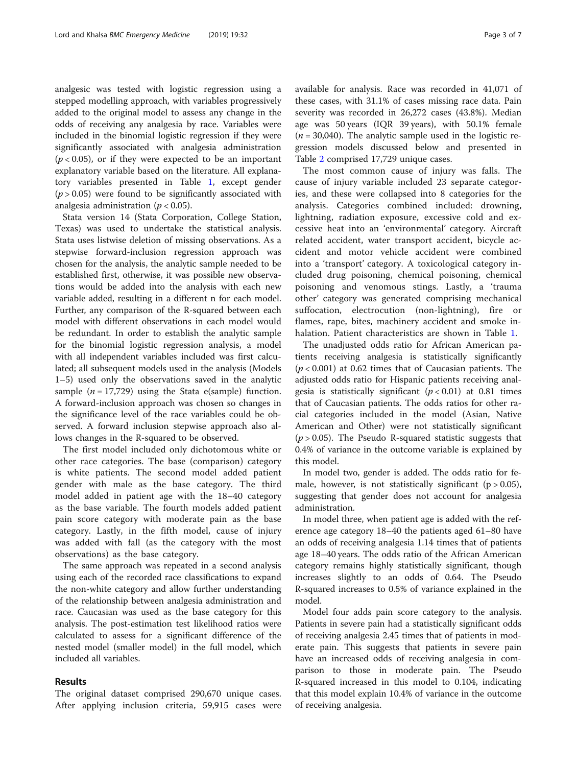analgesic was tested with logistic regression using a stepped modelling approach, with variables progressively added to the original model to assess any change in the odds of receiving any analgesia by race. Variables were included in the binomial logistic regression if they were significantly associated with analgesia administration ($p < 0.05$), or if they were expected to be an important explanatory variable based on the literature. All explanatory variables presented in Table 1, except gender ($p > 0.05$) were found to be significantly associated with analgesia administration ($p < 0.05$).

Stata version 14 (Stata Corporation, College Station, Texas) was used to undertake the statistical analysis. Stata uses listwise deletion of missing observations. As a stepwise forward-inclusion regression approach was chosen for the analysis, the analytic sample needed to be established first, otherwise, it was possible new observations would be added into the analysis with each new variable added, resulting in a different n for each model. Further, any comparison of the R-squared between each model with different observations in each model would be redundant. In order to establish the analytic sample for the binomial logistic regression analysis, a model with all independent variables included was first calculated; all subsequent models used in the analysis (Models 1–5) used only the observations saved in the analytic sample ($n = 17{,}729$) using the Stata e(sample) function. A forward-inclusion approach was chosen so changes in the significance level of the race variables could be observed. A forward inclusion stepwise approach also allows changes in the R-squared to be observed.

The first model included only dichotomous white or other race categories. The base (comparison) category is white patients. The second model added patient gender with male as the base category. The third model added in patient age with the 18–40 category as the base variable. The fourth models added patient pain score category with moderate pain as the base category. Lastly, in the fifth model, cause of injury was added with fall (as the category with the most observations) as the base category.

The same approach was repeated in a second analysis using each of the recorded race classifications to expand the non-white category and allow further understanding of the relationship between analgesia administration and race. Caucasian was used as the base category for this analysis. The post-estimation test likelihood ratios were calculated to assess for a significant difference of the nested model (smaller model) in the full model, which included all variables.

## Results

The original dataset comprised 290,670 unique cases. After applying inclusion criteria, 59,915 cases were available for analysis. Race was recorded in 41,071 of these cases, with 31.1% of cases missing race data. Pain severity was recorded in 26,272 cases (43.8%). Median age was 50 years (IQR 39 years), with 50.1% female ($n = 30{,}040$). The analytic sample used in the logistic regression models discussed below and presented in Table 2 comprised 17,729 unique cases.

The most common cause of injury was falls. The cause of injury variable included 23 separate categories, and these were collapsed into 8 categories for the analysis. Categories combined included: drowning, lightning, radiation exposure, excessive cold and excessive heat into an 'environmental' category. Aircraft related accident, water transport accident, bicycle accident and motor vehicle accident were combined into a 'transport' category. A toxicological category included drug poisoning, chemical poisoning, chemical poisoning and venomous stings. Lastly, a 'trauma other' category was generated comprising mechanical suffocation, electrocution (non-lightning), fire or flames, rape, bites, machinery accident and smoke inhalation. Patient characteristics are shown in Table 1.

The unadjusted odds ratio for African American patients receiving analgesia is statistically significantly ($p < 0.001$) at 0.62 times that of Caucasian patients. The adjusted odds ratio for Hispanic patients receiving analgesia is statistically significant ($p < 0.01$) at 0.81 times that of Caucasian patients. The odds ratios for other racial categories included in the model (Asian, Native American and Other) were not statistically significant ($p > 0.05$). The Pseudo R-squared statistic suggests that 0.4% of variance in the outcome variable is explained by this model.

In model two, gender is added. The odds ratio for female, however, is not statistically significant ($p > 0.05$), suggesting that gender does not account for analgesia administration.

In model three, when patient age is added with the reference age category 18–40 the patients aged 61–80 have an odds of receiving analgesia 1.14 times that of patients age 18–40 years. The odds ratio of the African American category remains highly statistically significant, though increases slightly to an odds of 0.64. The Pseudo R-squared increases to 0.5% of variance explained in the model.

Model four adds pain score category to the analysis. Patients in severe pain had a statistically significant odds of receiving analgesia 2.45 times that of patients in moderate pain. This suggests that patients in severe pain have an increased odds of receiving analgesia in comparison to those in moderate pain. The Pseudo R-squared increased in this model to 0.104, indicating that this model explain 10.4% of variance in the outcome of receiving analgesia.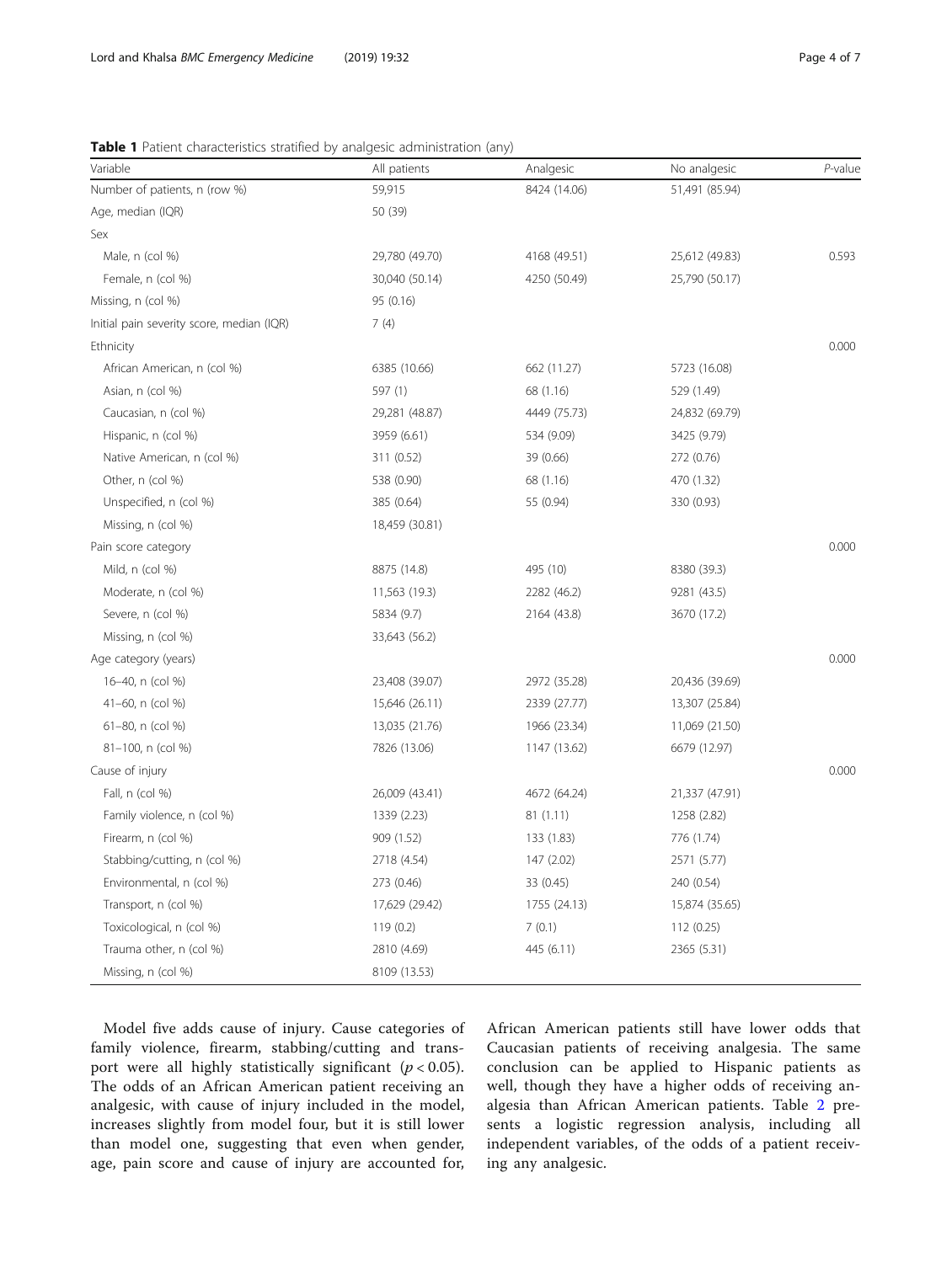**Table 1** Patient characteristics stratified by analgesic administration (any)

| Variable | All patients | Analgesic | No analgesic | *P*-value |
|---|---|---|---|---|
| Number of patients, n (row %) | 59,915 | 8424 (14.06) | 51,491 (85.94) | |
| Age, median (IQR) | 50 (39) | | | |
| Sex | | | | |
| Male, n (col %) | 29,780 (49.70) | 4168 (49.51) | 25,612 (49.83) | 0.593 |
| Female, n (col %) | 30,040 (50.14) | 4250 (50.49) | 25,790 (50.17) | |
| Missing, n (col %) | 95 (0.16) | | | |
| Initial pain severity score, median (IQR) | 7 (4) | | | |
| Ethnicity | | | | 0.000 |
| African American, n (col %) | 6385 (10.66) | 662 (11.27) | 5723 (16.08) | |
| Asian, n (col %) | 597 (1) | 68 (1.16) | 529 (1.49) | |
| Caucasian, n (col %) | 29,281 (48.87) | 4449 (75.73) | 24,832 (69.79) | |
| Hispanic, n (col %) | 3959 (6.61) | 534 (9.09) | 3425 (9.79) | |
| Native American, n (col %) | 311 (0.52) | 39 (0.66) | 272 (0.76) | |
| Other, n (col %) | 538 (0.90) | 68 (1.16) | 470 (1.32) | |
| Unspecified, n (col %) | 385 (0.64) | 55 (0.94) | 330 (0.93) | |
| Missing, n (col %) | 18,459 (30.81) | | | |
| Pain score category | | | | 0.000 |
| Mild, n (col %) | 8875 (14.8) | 495 (10) | 8380 (39.3) | |
| Moderate, n (col %) | 11,563 (19.3) | 2282 (46.2) | 9281 (43.5) | |
| Severe, n (col %) | 5834 (9.7) | 2164 (43.8) | 3670 (17.2) | |
| Missing, n (col %) | 33,643 (56.2) | | | |
| Age category (years) | | | | 0.000 |
| 16–40, n (col %) | 23,408 (39.07) | 2972 (35.28) | 20,436 (39.69) | |
| 41–60, n (col %) | 15,646 (26.11) | 2339 (27.77) | 13,307 (25.84) | |
| 61–80, n (col %) | 13,035 (21.76) | 1966 (23.34) | 11,069 (21.50) | |
| 81–100, n (col %) | 7826 (13.06) | 1147 (13.62) | 6679 (12.97) | |
| Cause of injury | | | | 0.000 |
| Fall, n (col %) | 26,009 (43.41) | 4672 (64.24) | 21,337 (47.91) | |
| Family violence, n (col %) | 1339 (2.23) | 81 (1.11) | 1258 (2.82) | |
| Firearm, n (col %) | 909 (1.52) | 133 (1.83) | 776 (1.74) | |
| Stabbing/cutting, n (col %) | 2718 (4.54) | 147 (2.02) | 2571 (5.77) | |
| Environmental, n (col %) | 273 (0.46) | 33 (0.45) | 240 (0.54) | |
| Transport, n (col %) | 17,629 (29.42) | 1755 (24.13) | 15,874 (35.65) | |
| Toxicological, n (col %) | 119 (0.2) | 7 (0.1) | 112 (0.25) | |
| Trauma other, n (col %) | 2810 (4.69) | 445 (6.11) | 2365 (5.31) | |
| Missing, n (col %) | 8109 (13.53) | | | |

Model five adds cause of injury. Cause categories of family violence, firearm, stabbing/cutting and transport were all highly statistically significant ($p < 0.05$). The odds of an African American patient receiving an analgesic, with cause of injury included in the model, increases slightly from model four, but it is still lower than model one, suggesting that even when gender, age, pain score and cause of injury are accounted for, African American patients still have lower odds that Caucasian patients of receiving analgesia. The same conclusion can be applied to Hispanic patients as well, though they have a higher odds of receiving analgesia than African American patients. Table 2 presents a logistic regression analysis, including all independent variables, of the odds of a patient receiving any analgesic.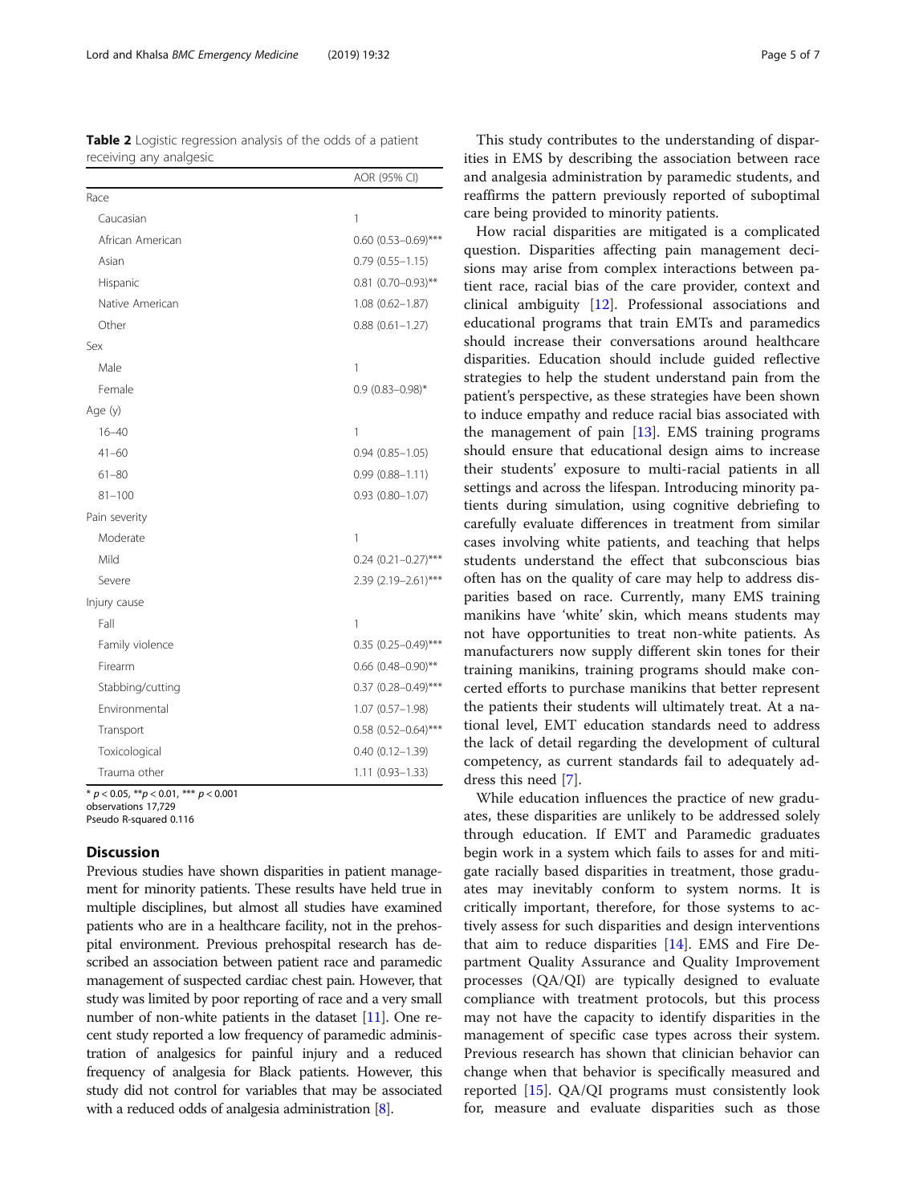**Table 2** Logistic regression analysis of the odds of a patient receiving any analgesic

| | AOR (95% CI) |
|---|---|
| Race | |
| Caucasian | 1 |
| African American | 0.60 (0.53–0.69)*** |
| Asian | 0.79 (0.55–1.15) |
| Hispanic | 0.81 (0.70–0.93)** |
| Native American | 1.08 (0.62–1.87) |
| Other | 0.88 (0.61–1.27) |
| Sex | |
| Male | 1 |
| Female | 0.9 (0.83–0.98)* |
| Age (y) | |
| 16–40 | 1 |
| 41–60 | 0.94 (0.85–1.05) |
| 61–80 | 0.99 (0.88–1.11) |
| 81–100 | 0.93 (0.80–1.07) |
| Pain severity | |
| Moderate | 1 |
| Mild | 0.24 (0.21–0.27)*** |
| Severe | 2.39 (2.19–2.61)*** |
| Injury cause | |
| Fall | 1 |
| Family violence | 0.35 (0.25–0.49)*** |
| Firearm | 0.66 (0.48–0.90)** |
| Stabbing/cutting | 0.37 (0.28–0.49)*** |
| Environmental | 1.07 (0.57–1.98) |
| Transport | 0.58 (0.52–0.64)*** |
| Toxicological | 0.40 (0.12–1.39) |
| Trauma other | 1.11 (0.93–1.33) |

* $p < 0.05$, ** $p < 0.01$, *** $p < 0.001$
observations 17,729
Pseudo R-squared 0.116

## Discussion

Previous studies have shown disparities in patient management for minority patients. These results have held true in multiple disciplines, but almost all studies have examined patients who are in a healthcare facility, not in the prehospital environment. Previous prehospital research has described an association between patient race and paramedic management of suspected cardiac chest pain. However, that study was limited by poor reporting of race and a very small number of non-white patients in the dataset [11]. One recent study reported a low frequency of paramedic administration of analgesics for painful injury and a reduced frequency of analgesia for Black patients. However, this study did not control for variables that may be associated with a reduced odds of analgesia administration [8].

This study contributes to the understanding of disparities in EMS by describing the association between race and analgesia administration by paramedic students, and reaffirms the pattern previously reported of suboptimal care being provided to minority patients.

How racial disparities are mitigated is a complicated question. Disparities affecting pain management decisions may arise from complex interactions between patient race, racial bias of the care provider, context and clinical ambiguity [12]. Professional associations and educational programs that train EMTs and paramedics should increase their conversations around healthcare disparities. Education should include guided reflective strategies to help the student understand pain from the patient's perspective, as these strategies have been shown to induce empathy and reduce racial bias associated with the management of pain [13]. EMS training programs should ensure that educational design aims to increase their students' exposure to multi-racial patients in all settings and across the lifespan. Introducing minority patients during simulation, using cognitive debriefing to carefully evaluate differences in treatment from similar cases involving white patients, and teaching that helps students understand the effect that subconscious bias often has on the quality of care may help to address disparities based on race. Currently, many EMS training manikins have 'white' skin, which means students may not have opportunities to treat non-white patients. As manufacturers now supply different skin tones for their training manikins, training programs should make concerted efforts to purchase manikins that better represent the patients their students will ultimately treat. At a national level, EMT education standards need to address the lack of detail regarding the development of cultural competency, as current standards fail to adequately address this need [7].

While education influences the practice of new graduates, these disparities are unlikely to be addressed solely through education. If EMT and Paramedic graduates begin work in a system which fails to asses for and mitigate racially based disparities in treatment, those graduates may inevitably conform to system norms. It is critically important, therefore, for those systems to actively assess for such disparities and design interventions that aim to reduce disparities [14]. EMS and Fire Department Quality Assurance and Quality Improvement processes (QA/QI) are typically designed to evaluate compliance with treatment protocols, but this process may not have the capacity to identify disparities in the management of specific case types across their system. Previous research has shown that clinician behavior can change when that behavior is specifically measured and reported [15]. QA/QI programs must consistently look for, measure and evaluate disparities such as those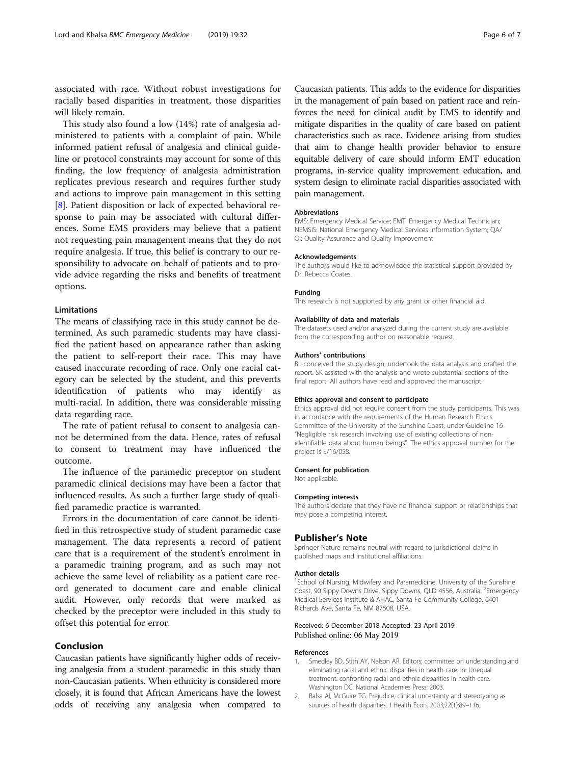associated with race. Without robust investigations for racially based disparities in treatment, those disparities will likely remain.

This study also found a low (14%) rate of analgesia administered to patients with a complaint of pain. While informed patient refusal of analgesia and clinical guideline or protocol constraints may account for some of this finding, the low frequency of analgesia administration replicates previous research and requires further study and actions to improve pain management in this setting [8]. Patient disposition or lack of expected behavioral response to pain may be associated with cultural differences. Some EMS providers may believe that a patient not requesting pain management means that they do not require analgesia. If true, this belief is contrary to our responsibility to advocate on behalf of patients and to provide advice regarding the risks and benefits of treatment options.

### Limitations

The means of classifying race in this study cannot be determined. As such paramedic students may have classified the patient based on appearance rather than asking the patient to self-report their race. This may have caused inaccurate recording of race. Only one racial category can be selected by the student, and this prevents identification of patients who may identify as multi-racial. In addition, there was considerable missing data regarding race.

The rate of patient refusal to consent to analgesia cannot be determined from the data. Hence, rates of refusal to consent to treatment may have influenced the outcome.

The influence of the paramedic preceptor on student paramedic clinical decisions may have been a factor that influenced results. As such a further large study of qualified paramedic practice is warranted.

Errors in the documentation of care cannot be identified in this retrospective study of student paramedic case management. The data represents a record of patient care that is a requirement of the student's enrolment in a paramedic training program, and as such may not achieve the same level of reliability as a patient care record generated to document care and enable clinical audit. However, only records that were marked as checked by the preceptor were included in this study to offset this potential for error.

## Conclusion

Caucasian patients have significantly higher odds of receiving analgesia from a student paramedic in this study than non-Caucasian patients. When ethnicity is considered more closely, it is found that African Americans have the lowest odds of receiving any analgesia when compared to Caucasian patients. This adds to the evidence for disparities in the management of pain based on patient race and reinforces the need for clinical audit by EMS to identify and mitigate disparities in the quality of care based on patient characteristics such as race. Evidence arising from studies that aim to change health provider behavior to ensure equitable delivery of care should inform EMT education programs, in-service quality improvement education, and system design to eliminate racial disparities associated with pain management.

#### Abbreviations

EMS: Emergency Medical Service; EMT: Emergency Medical Technician; NEMSIS: National Emergency Medical Services Information System; QA/QI: Quality Assurance and Quality Improvement

#### Acknowledgements

The authors would like to acknowledge the statistical support provided by Dr. Rebecca Coates.

#### Funding

This research is not supported by any grant or other financial aid.

#### Availability of data and materials

The datasets used and/or analyzed during the current study are available from the corresponding author on reasonable request.

#### Authors' contributions

BL conceived the study design, undertook the data analysis and drafted the report. SK assisted with the analysis and wrote substantial sections of the final report. All authors have read and approved the manuscript.

#### Ethics approval and consent to participate

Ethics approval did not require consent from the study participants. This was in accordance with the requirements of the Human Research Ethics Committee of the University of the Sunshine Coast, under Guideline 16 "Negligible risk research involving use of existing collections of non-identifiable data about human beings". The ethics approval number for the project is E/16/058.

#### Consent for publication

Not applicable.

#### Competing interests

The authors declare that they have no financial support or relationships that may pose a competing interest.

## Publisher's Note

Springer Nature remains neutral with regard to jurisdictional claims in published maps and institutional affiliations.

#### Author details

[1]School of Nursing, Midwifery and Paramedicine, University of the Sunshine Coast, 90 Sippy Downs Drive, Sippy Downs, QLD 4556, Australia. [2]Emergency Medical Services Institute & AHAC, Santa Fe Community College, 6401 Richards Ave, Santa Fe, NM 87508, USA.

Received: 6 December 2018 Accepted: 23 April 2019
Published online: 06 May 2019

#### References

1. Smedley BD, Stith AY, Nelson AR. Editors; committee on understanding and eliminating racial and ethnic disparities in health care. In: Unequal treatment: confronting racial and ethnic disparities in health care. Washington DC: National Academies Press; 2003.
2. Balsa AI, McGuire TG. Prejudice, clinical uncertainty and stereotyping as sources of health disparities. J Health Econ. 2003;22(1):89–116.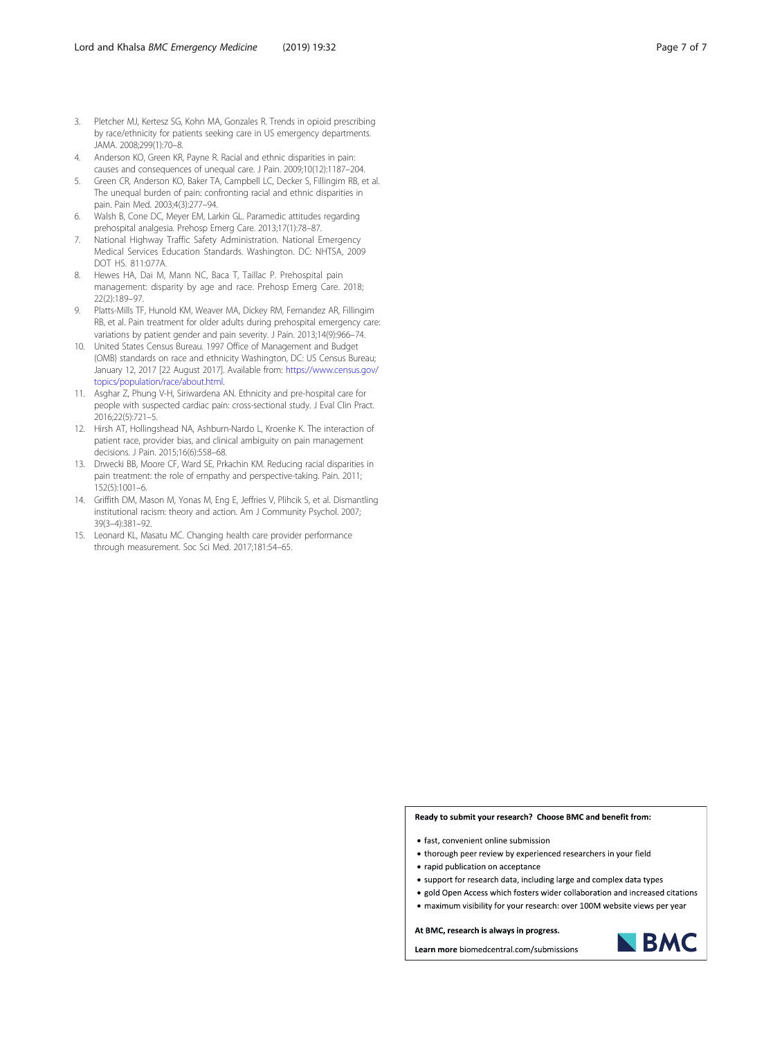3. Pletcher MJ, Kertesz SG, Kohn MA, Gonzales R. Trends in opioid prescribing by race/ethnicity for patients seeking care in US emergency departments. JAMA. 2008;299(1):70–8.
4. Anderson KO, Green KR, Payne R. Racial and ethnic disparities in pain: causes and consequences of unequal care. J Pain. 2009;10(12):1187–204.
5. Green CR, Anderson KO, Baker TA, Campbell LC, Decker S, Fillingim RB, et al. The unequal burden of pain: confronting racial and ethnic disparities in pain. Pain Med. 2003;4(3):277–94.
6. Walsh B, Cone DC, Meyer EM, Larkin GL. Paramedic attitudes regarding prehospital analgesia. Prehosp Emerg Care. 2013;17(1):78–87.
7. National Highway Traffic Safety Administration. National Emergency Medical Services Education Standards. Washington. DC: NHTSA, 2009 DOT HS. 811:077A.
8. Hewes HA, Dai M, Mann NC, Baca T, Taillac P. Prehospital pain management: disparity by age and race. Prehosp Emerg Care. 2018; 22(2):189–97.
9. Platts-Mills TF, Hunold KM, Weaver MA, Dickey RM, Fernandez AR, Fillingim RB, et al. Pain treatment for older adults during prehospital emergency care: variations by patient gender and pain severity. J Pain. 2013;14(9):966–74.
10. United States Census Bureau. 1997 Office of Management and Budget (OMB) standards on race and ethnicity Washington, DC: US Census Bureau; January 12, 2017 [22 August 2017]. Available from: https://www.census.gov/topics/population/race/about.html.
11. Asghar Z, Phung V-H, Siriwardena AN. Ethnicity and pre-hospital care for people with suspected cardiac pain: cross-sectional study. J Eval Clin Pract. 2016;22(5):721–5.
12. Hirsh AT, Hollingshead NA, Ashburn-Nardo L, Kroenke K. The interaction of patient race, provider bias, and clinical ambiguity on pain management decisions. J Pain. 2015;16(6):558–68.
13. Drwecki BB, Moore CF, Ward SE, Prkachin KM. Reducing racial disparities in pain treatment: the role of empathy and perspective-taking. Pain. 2011; 152(5):1001–6.
14. Griffith DM, Mason M, Yonas M, Eng E, Jeffries V, Plihcik S, et al. Dismantling institutional racism: theory and action. Am J Community Psychol. 2007; 39(3–4):381–92.
15. Leonard KL, Masatu MC. Changing health care provider performance through measurement. Soc Sci Med. 2017;181:54–65.

**Ready to submit your research? Choose BMC and benefit from:**

- fast, convenient online submission
- thorough peer review by experienced researchers in your field
- rapid publication on acceptance
- support for research data, including large and complex data types
- gold Open Access which fosters wider collaboration and increased citations
- maximum visibility for your research: over 100M website views per year

**At BMC, research is always in progress.**

**Learn more** biomedcentral.com/submissions

BMC